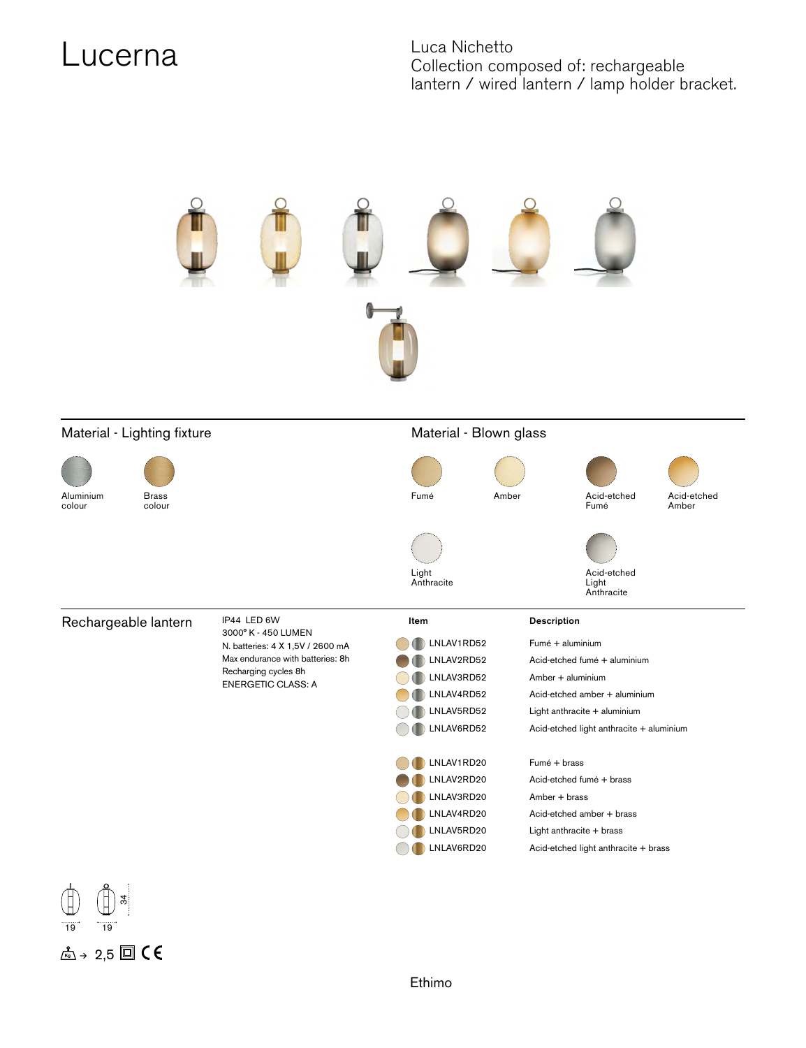# Lucerna

Luca Nichetto
Collection composed of: rechargeable lantern / wired lantern / lamp holder bracket.

## Material - Lighting fixture

Aluminium colour

Brass colour

## Material - Blown glass

Fumé

Amber

Acid-etched Fumé

Acid-etched Amber

Light Anthracite

Acid-etched Light Anthracite

## Rechargeable lantern

IP44 LED 6W
3000° K - 450 LUMEN
N. batteries: 4 X 1,5V / 2600 mA
Max endurance with batteries: 8h
Recharging cycles 8h
ENERGETIC CLASS: A

| Item | Description |
|---|---|
| LNLAV1RD52 | Fumé + aluminium |
| LNLAV2RD52 | Acid-etched fumé + aluminium |
| LNLAV3RD52 | Amber + aluminium |
| LNLAV4RD52 | Acid-etched amber + aluminium |
| LNLAV5RD52 | Light anthracite + aluminium |
| LNLAV6RD52 | Acid-etched light anthracite + aluminium |
| LNLAV1RD20 | Fumé + brass |
| LNLAV2RD20 | Acid-etched fumé + brass |
| LNLAV3RD20 | Amber + brass |
| LNLAV4RD20 | Acid-etched amber + brass |
| LNLAV5RD20 | Light anthracite + brass |
| LNLAV6RD20 | Acid-etched light anthracite + brass |

19 19 34

Kg → 2,5 CE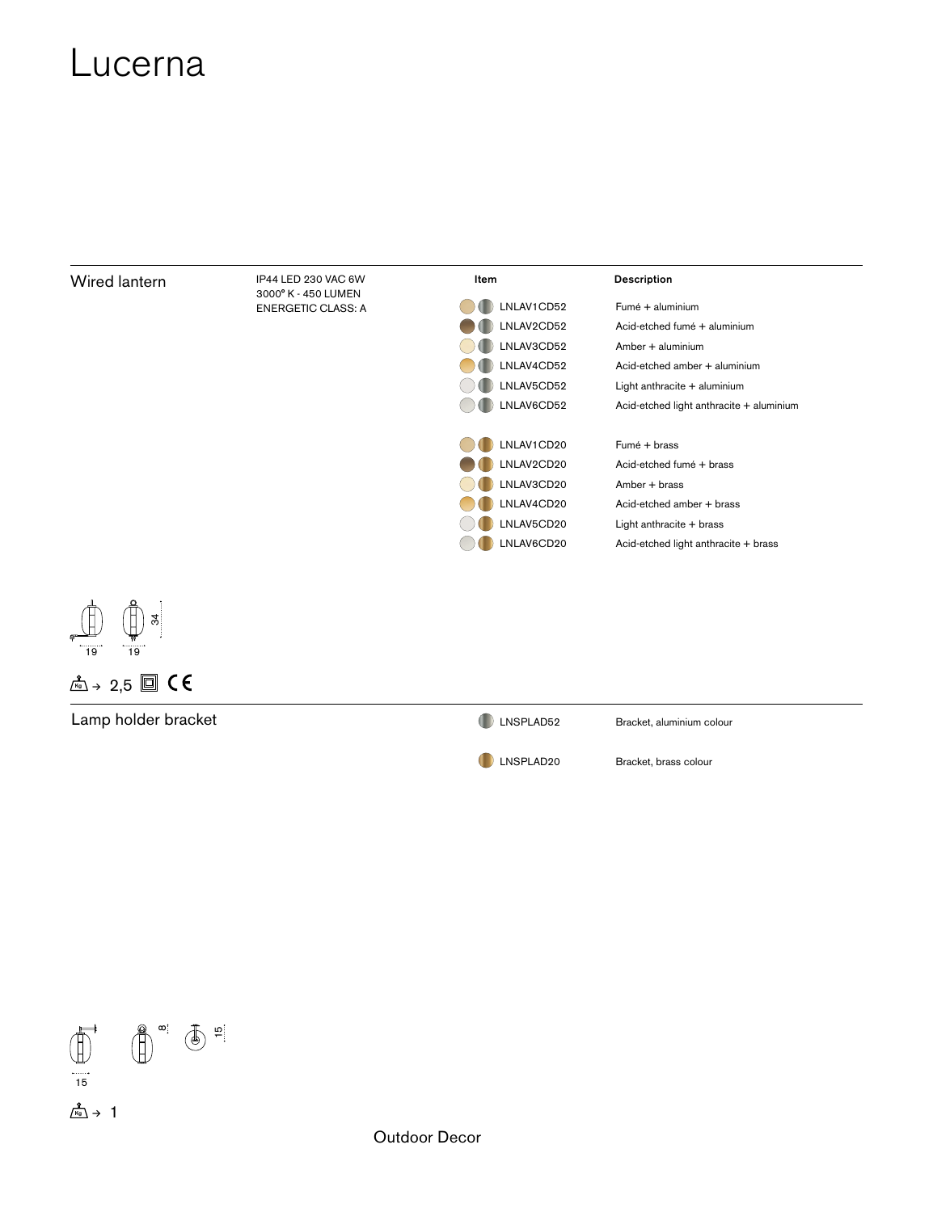# Lucerna

## Wired lantern

IP44 LED 230 VAC 6W
3000° K - 450 LUMEN
ENERGETIC CLASS: A

| Item | Description |
|---|---|
| LNLAV1CD52 | Fumé + aluminium |
| LNLAV2CD52 | Acid-etched fumé + aluminium |
| LNLAV3CD52 | Amber + aluminium |
| LNLAV4CD52 | Acid-etched amber + aluminium |
| LNLAV5CD52 | Light anthracite + aluminium |
| LNLAV6CD52 | Acid-etched light anthracite + aluminium |
| LNLAV1CD20 | Fumé + brass |
| LNLAV2CD20 | Acid-etched fumé + brass |
| LNLAV3CD20 | Amber + brass |
| LNLAV4CD20 | Acid-etched amber + brass |
| LNLAV5CD20 | Light anthracite + brass |
| LNLAV6CD20 | Acid-etched light anthracite + brass |

19 19 34

Kg → 2,5 CE

## Lamp holder bracket

| Item | Description |
|---|---|
| LNSPLAD52 | Bracket, aluminium colour |
| LNSPLAD20 | Bracket, brass colour |

15 8 15

Kg → 1

Outdoor Decor